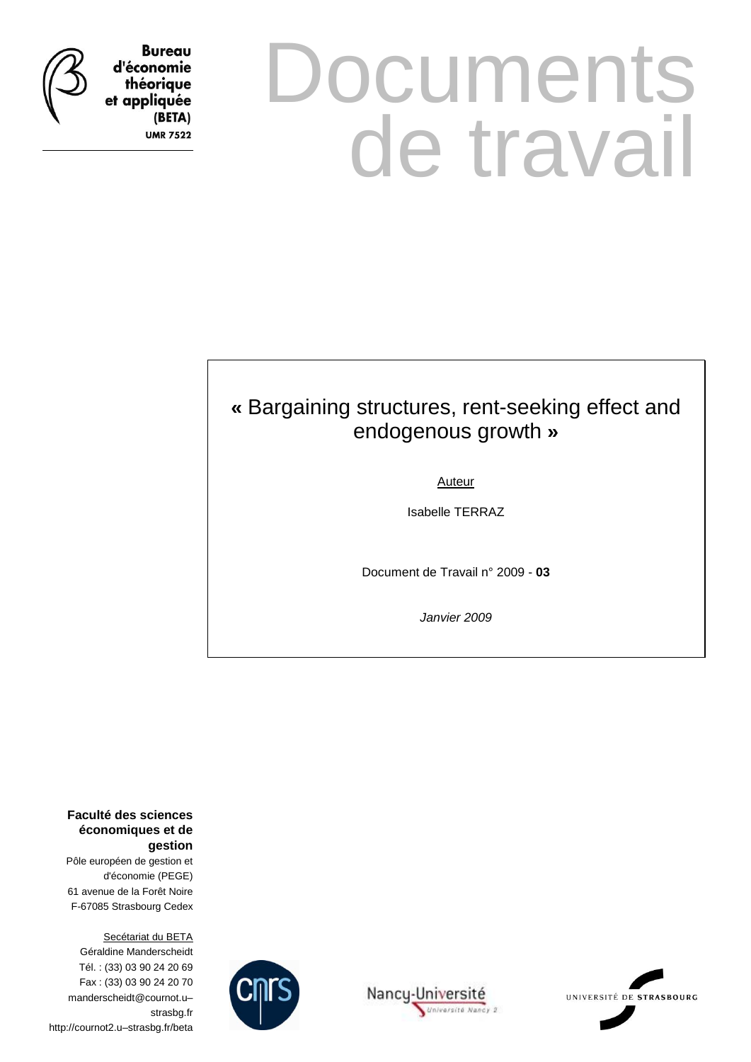Bureau d'économie théorique et appliquée (BETA)
UMR 7522

# Documents de travail

## « Bargaining structures, rent-seeking effect and endogenous growth »

Auteur

Isabelle TERRAZ

Document de Travail n° 2009 - **03**

*Janvier 2009*

**Faculté des sciences économiques et de gestion**
Pôle européen de gestion et d'économie (PEGE)
61 avenue de la Forêt Noire
F-67085 Strasbourg Cedex

Secétariat du BETA
Géraldine Manderscheidt
Tél. : (33) 03 90 24 20 69
Fax : (33) 03 90 24 20 70
manderscheidt@cournot.u–strasbg.fr
http://cournot2.u–strasbg.fr/beta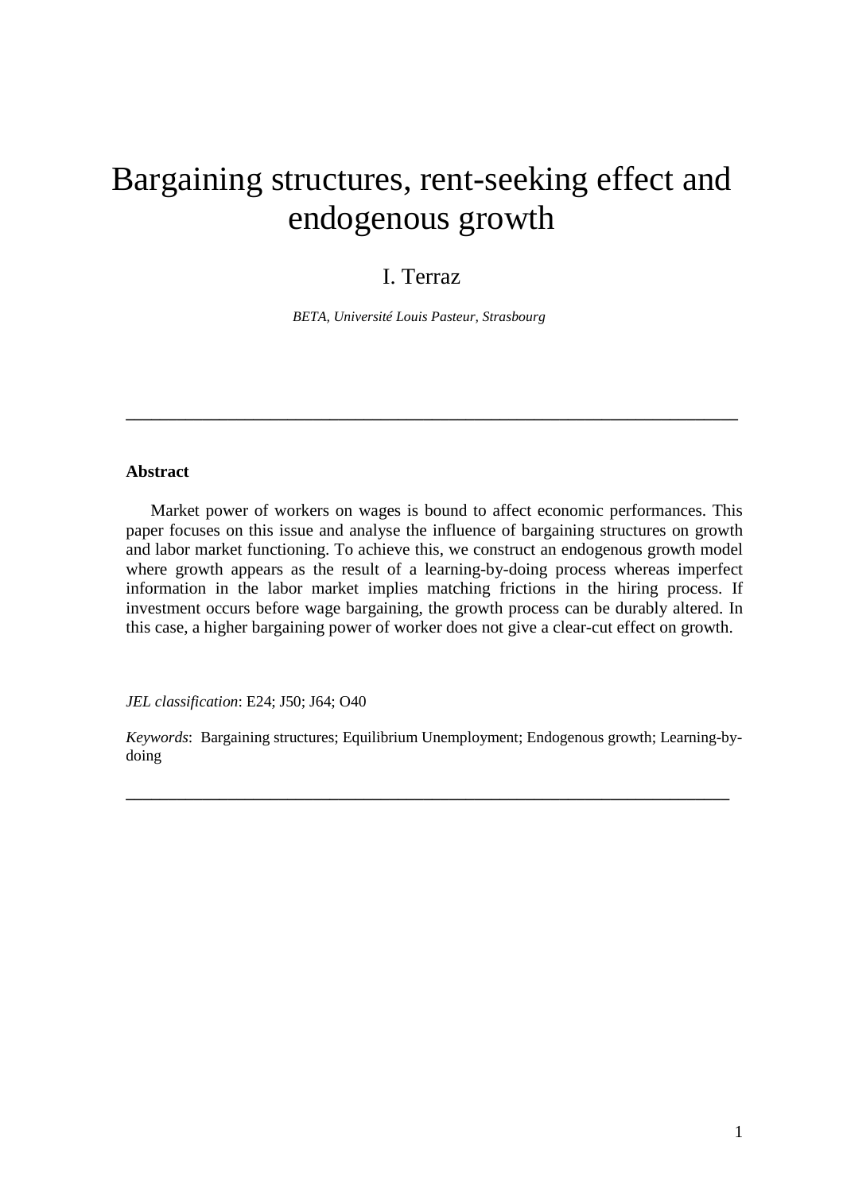# Bargaining structures, rent-seeking effect and endogenous growth

I. Terraz

*BETA, Université Louis Pasteur, Strasbourg*

---

**Abstract**

Market power of workers on wages is bound to affect economic performances. This paper focuses on this issue and analyse the influence of bargaining structures on growth and labor market functioning. To achieve this, we construct an endogenous growth model where growth appears as the result of a learning-by-doing process whereas imperfect information in the labor market implies matching frictions in the hiring process. If investment occurs before wage bargaining, the growth process can be durably altered. In this case, a higher bargaining power of worker does not give a clear-cut effect on growth.

*JEL classification*: E24; J50; J64; O40

*Keywords*: Bargaining structures; Equilibrium Unemployment; Endogenous growth; Learning-by-doing

---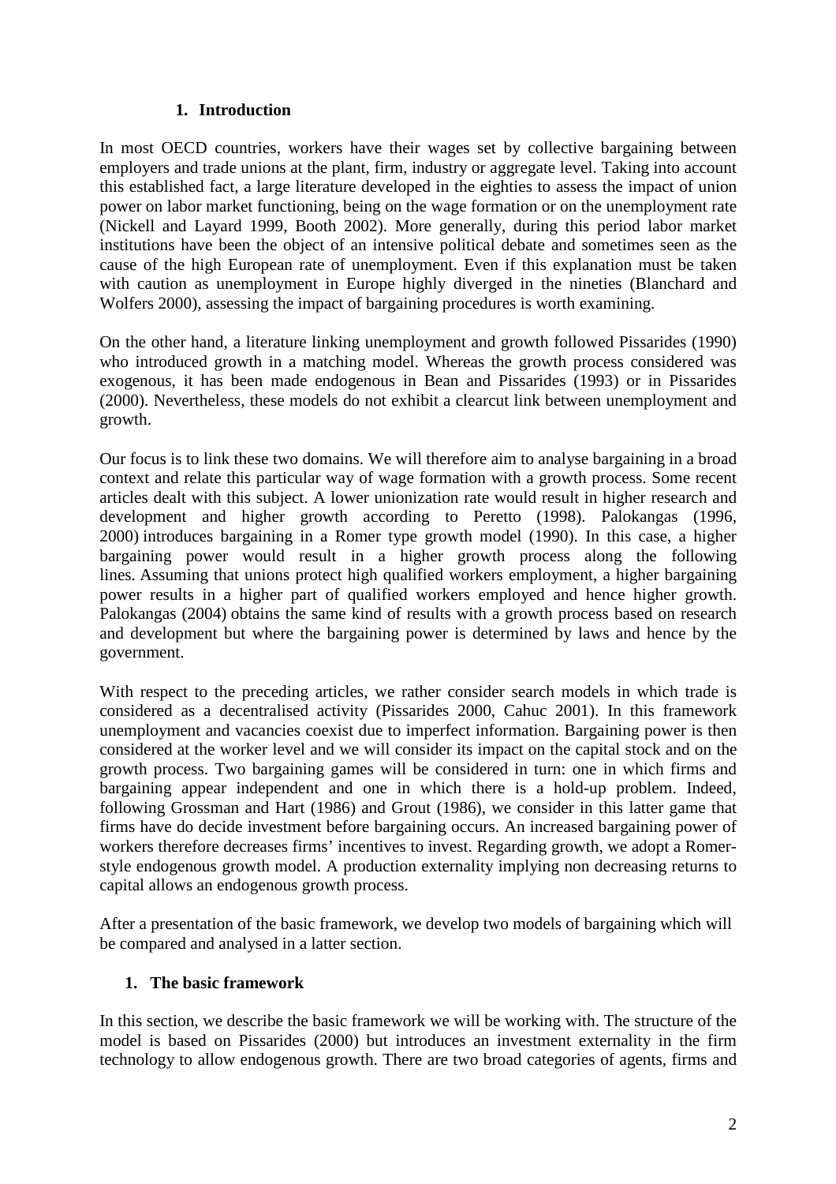## 1. Introduction

In most OECD countries, workers have their wages set by collective bargaining between employers and trade unions at the plant, firm, industry or aggregate level. Taking into account this established fact, a large literature developed in the eighties to assess the impact of union power on labor market functioning, being on the wage formation or on the unemployment rate (Nickell and Layard 1999, Booth 2002). More generally, during this period labor market institutions have been the object of an intensive political debate and sometimes seen as the cause of the high European rate of unemployment. Even if this explanation must be taken with caution as unemployment in Europe highly diverged in the nineties (Blanchard and Wolfers 2000), assessing the impact of bargaining procedures is worth examining.

On the other hand, a literature linking unemployment and growth followed Pissarides (1990) who introduced growth in a matching model. Whereas the growth process considered was exogenous, it has been made endogenous in Bean and Pissarides (1993) or in Pissarides (2000). Nevertheless, these models do not exhibit a clearcut link between unemployment and growth.

Our focus is to link these two domains. We will therefore aim to analyse bargaining in a broad context and relate this particular way of wage formation with a growth process. Some recent articles dealt with this subject. A lower unionization rate would result in higher research and development and higher growth according to Peretto (1998). Palokangas (1996, 2000) introduces bargaining in a Romer type growth model (1990). In this case, a higher bargaining power would result in a higher growth process along the following lines. Assuming that unions protect high qualified workers employment, a higher bargaining power results in a higher part of qualified workers employed and hence higher growth. Palokangas (2004) obtains the same kind of results with a growth process based on research and development but where the bargaining power is determined by laws and hence by the government.

With respect to the preceding articles, we rather consider search models in which trade is considered as a decentralised activity (Pissarides 2000, Cahuc 2001). In this framework unemployment and vacancies coexist due to imperfect information. Bargaining power is then considered at the worker level and we will consider its impact on the capital stock and on the growth process. Two bargaining games will be considered in turn: one in which firms and bargaining appear independent and one in which there is a hold-up problem. Indeed, following Grossman and Hart (1986) and Grout (1986), we consider in this latter game that firms have do decide investment before bargaining occurs. An increased bargaining power of workers therefore decreases firms' incentives to invest. Regarding growth, we adopt a Romer-style endogenous growth model. A production externality implying non decreasing returns to capital allows an endogenous growth process.

After a presentation of the basic framework, we develop two models of bargaining which will be compared and analysed in a latter section.

## 1. The basic framework

In this section, we describe the basic framework we will be working with. The structure of the model is based on Pissarides (2000) but introduces an investment externality in the firm technology to allow endogenous growth. There are two broad categories of agents, firms and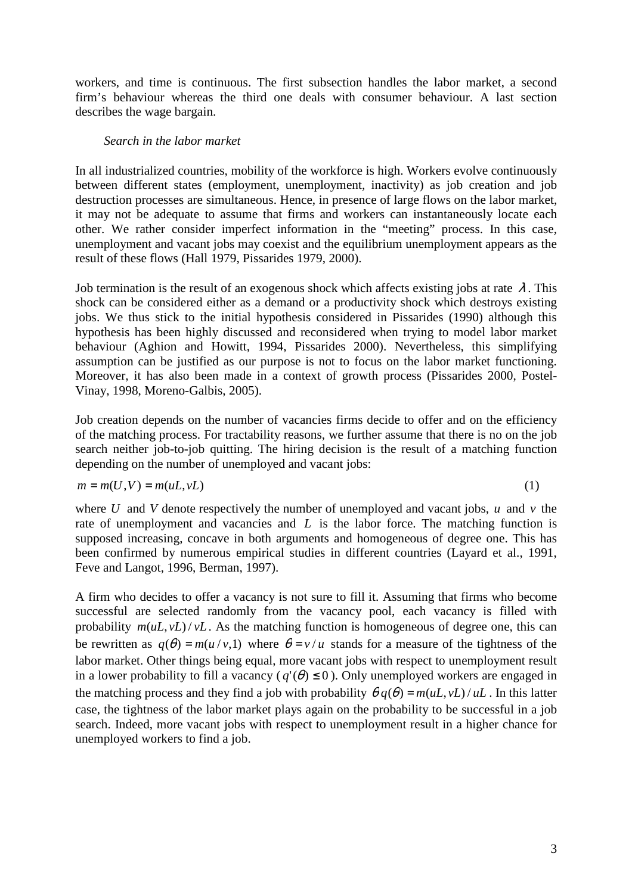workers, and time is continuous. The first subsection handles the labor market, a second firm's behaviour whereas the third one deals with consumer behaviour. A last section describes the wage bargain.

*Search in the labor market*

In all industrialized countries, mobility of the workforce is high. Workers evolve continuously between different states (employment, unemployment, inactivity) as job creation and job destruction processes are simultaneous. Hence, in presence of large flows on the labor market, it may not be adequate to assume that firms and workers can instantaneously locate each other. We rather consider imperfect information in the "meeting" process. In this case, unemployment and vacant jobs may coexist and the equilibrium unemployment appears as the result of these flows (Hall 1979, Pissarides 1979, 2000).

Job termination is the result of an exogenous shock which affects existing jobs at rate $\lambda$. This shock can be considered either as a demand or a productivity shock which destroys existing jobs. We thus stick to the initial hypothesis considered in Pissarides (1990) although this hypothesis has been highly discussed and reconsidered when trying to model labor market behaviour (Aghion and Howitt, 1994, Pissarides 2000). Nevertheless, this simplifying assumption can be justified as our purpose is not to focus on the labor market functioning. Moreover, it has also been made in a context of growth process (Pissarides 2000, Postel-Vinay, 1998, Moreno-Galbis, 2005).

Job creation depends on the number of vacancies firms decide to offer and on the efficiency of the matching process. For tractability reasons, we further assume that there is no on the job search neither job-to-job quitting. The hiring decision is the result of a matching function depending on the number of unemployed and vacant jobs:

$$m = m(U,V) = m(uL, vL) \tag{1}$$

where $U$ and $V$ denote respectively the number of unemployed and vacant jobs, $u$ and $v$ the rate of unemployment and vacancies and $L$ is the labor force. The matching function is supposed increasing, concave in both arguments and homogeneous of degree one. This has been confirmed by numerous empirical studies in different countries (Layard et al., 1991, Feve and Langot, 1996, Berman, 1997).

A firm who decides to offer a vacancy is not sure to fill it. Assuming that firms who become successful are selected randomly from the vacancy pool, each vacancy is filled with probability $m(uL,vL)/vL$. As the matching function is homogeneous of degree one, this can be rewritten as $q(\theta) = m(u/v,1)$ where $\theta = v/u$ stands for a measure of the tightness of the labor market. Other things being equal, more vacant jobs with respect to unemployment result in a lower probability to fill a vacancy ($q'(\theta) \le 0$). Only unemployed workers are engaged in the matching process and they find a job with probability $\theta q(\theta) = m(uL,vL)/uL$. In this latter case, the tightness of the labor market plays again on the probability to be successful in a job search. Indeed, more vacant jobs with respect to unemployment result in a higher chance for unemployed workers to find a job.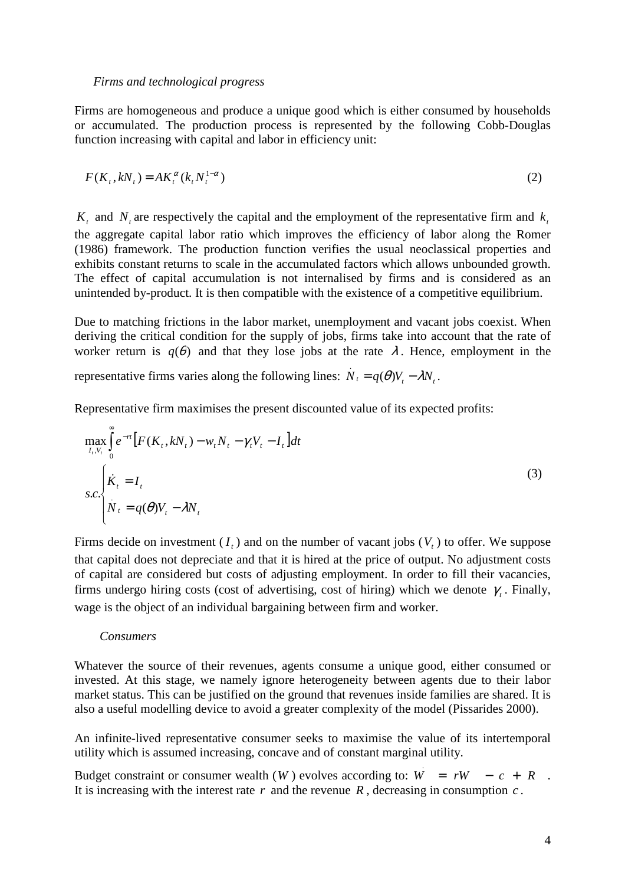*Firms and technological progress*

Firms are homogeneous and produce a unique good which is either consumed by households or accumulated. The production process is represented by the following Cobb-Douglas function increasing with capital and labor in efficiency unit:

$$F(K_t, kN_t) = AK_t^{\alpha}(k_t N_t^{1-\alpha}) \qquad (2)$$

$K_t$ and $N_t$ are respectively the capital and the employment of the representative firm and $k_t$ the aggregate capital labor ratio which improves the efficiency of labor along the Romer (1986) framework. The production function verifies the usual neoclassical properties and exhibits constant returns to scale in the accumulated factors which allows unbounded growth. The effect of capital accumulation is not internalised by firms and is considered as an unintended by-product. It is then compatible with the existence of a competitive equilibrium.

Due to matching frictions in the labor market, unemployment and vacant jobs coexist. When deriving the critical condition for the supply of jobs, firms take into account that the rate of worker return is $q(\theta)$ and that they lose jobs at the rate $\lambda$. Hence, employment in the representative firms varies along the following lines: $\dot{N}_t = q(\theta)V_t - \lambda N_t$.

Representative firm maximises the present discounted value of its expected profits:

$$\max_{I_t, V_t} \int_0^{\infty} e^{-rt}\left[F(K_t, kN_t) - w_t N_t - \gamma_t V_t - I_t\right]dt$$
$$s.c. \begin{cases} \dot{K}_t = I_t \\ \dot{N}_t = q(\theta)V_t - \lambda N_t \end{cases} \qquad (3)$$

Firms decide on investment ($I_t$) and on the number of vacant jobs ($V_t$) to offer. We suppose that capital does not depreciate and that it is hired at the price of output. No adjustment costs of capital are considered but costs of adjusting employment. In order to fill their vacancies, firms undergo hiring costs (cost of advertising, cost of hiring) which we denote $\gamma_t$. Finally, wage is the object of an individual bargaining between firm and worker.

*Consumers*

Whatever the source of their revenues, agents consume a unique good, either consumed or invested. At this stage, we namely ignore heterogeneity between agents due to their labor market status. This can be justified on the ground that revenues inside families are shared. It is also a useful modelling device to avoid a greater complexity of the model (Pissarides 2000).

An infinite-lived representative consumer seeks to maximise the value of its intertemporal utility which is assumed increasing, concave and of constant marginal utility.

Budget constraint or consumer wealth ($W$) evolves according to: $\dot{W} = rW - c + R$. It is increasing with the interest rate $r$ and the revenue $R$, decreasing in consumption $c$.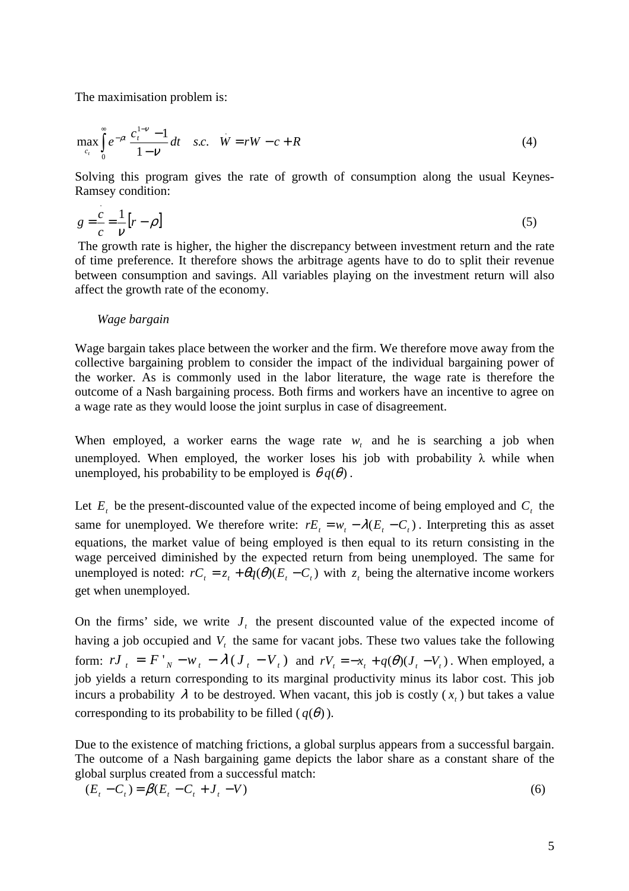The maximisation problem is:

$$\max_{c_t} \int_0^\infty e^{-\rho t} \frac{c_t^{1-\nu} - 1}{1-\nu} dt \quad s.c. \quad \dot{W} = rW - c + R \tag{4}$$

Solving this program gives the rate of growth of consumption along the usual Keynes-Ramsey condition:

$$g = \frac{\dot{c}}{c} = \frac{1}{\nu}\left[r - \rho\right] \tag{5}$$

The growth rate is higher, the higher the discrepancy between investment return and the rate of time preference. It therefore shows the arbitrage agents have to do to split their revenue between consumption and savings. All variables playing on the investment return will also affect the growth rate of the economy.

*Wage bargain*

Wage bargain takes place between the worker and the firm. We therefore move away from the collective bargaining problem to consider the impact of the individual bargaining power of the worker. As is commonly used in the labor literature, the wage rate is therefore the outcome of a Nash bargaining process. Both firms and workers have an incentive to agree on a wage rate as they would loose the joint surplus in case of disagreement.

When employed, a worker earns the wage rate $w_t$ and he is searching a job when unemployed. When employed, the worker loses his job with probability $\lambda$ while when unemployed, his probability to be employed is $\theta q(\theta)$.

Let $E_t$ be the present-discounted value of the expected income of being employed and $C_t$ the same for unemployed. We therefore write: $rE_t = w_t - \lambda(E_t - C_t)$. Interpreting this as asset equations, the market value of being employed is then equal to its return consisting in the wage perceived diminished by the expected return from being unemployed. The same for unemployed is noted: $rC_t = z_t + \theta q(\theta)(E_t - C_t)$ with $z_t$ being the alternative income workers get when unemployed.

On the firms' side, we write $J_t$ the present discounted value of the expected income of having a job occupied and $V_t$ the same for vacant jobs. These two values take the following form: $rJ_t = F'_N - w_t - \lambda(J_t - V_t)$ and $rV_t = -x_t + q(\theta)(J_t - V_t)$. When employed, a job yields a return corresponding to its marginal productivity minus its labor cost. This job incurs a probability $\lambda$ to be destroyed. When vacant, this job is costly ($x_t$) but takes a value corresponding to its probability to be filled ($q(\theta)$).

Due to the existence of matching frictions, a global surplus appears from a successful bargain. The outcome of a Nash bargaining game depicts the labor share as a constant share of the global surplus created from a successful match:

$$(E_t - C_t) = \beta(E_t - C_t + J_t - V) \tag{6}$$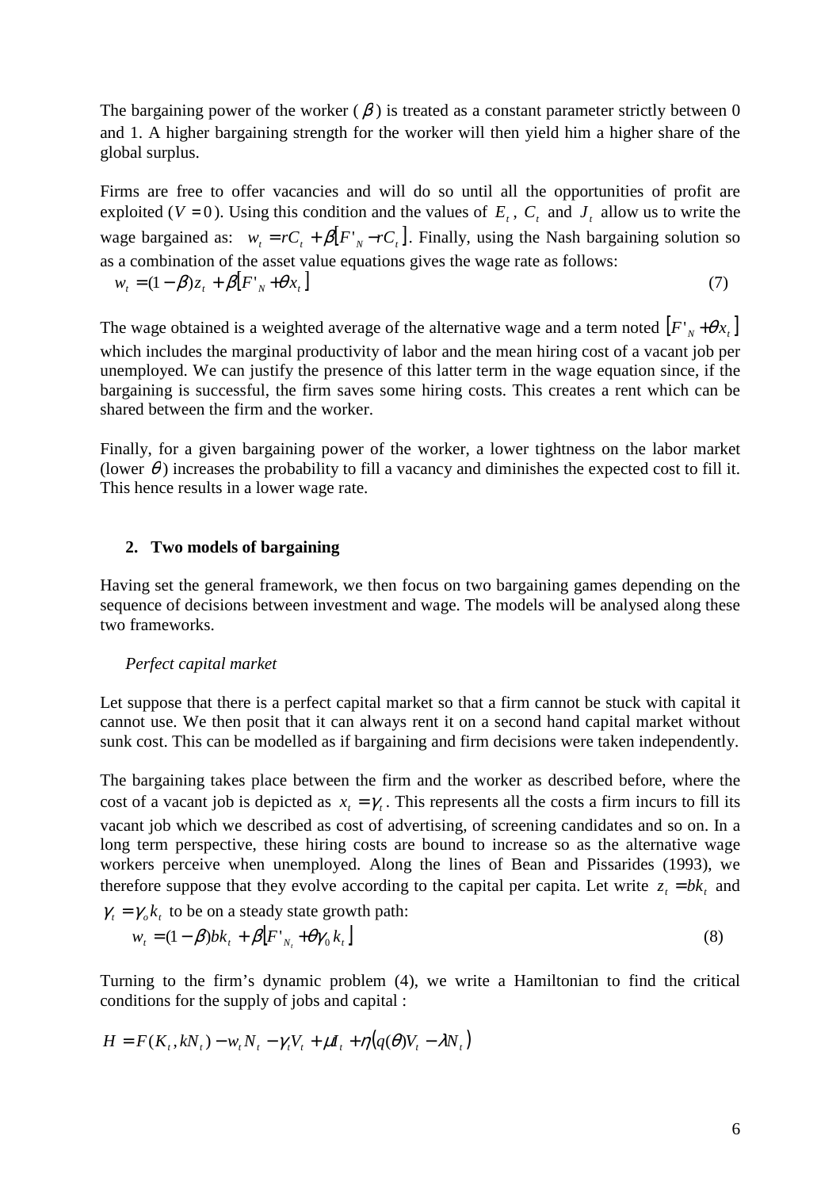The bargaining power of the worker ($\beta$) is treated as a constant parameter strictly between 0 and 1. A higher bargaining strength for the worker will then yield him a higher share of the global surplus.

Firms are free to offer vacancies and will do so until all the opportunities of profit are exploited ($V = 0$). Using this condition and the values of $E_t$, $C_t$ and $J_t$ allow us to write the wage bargained as: $w_t = rC_t + \beta[F'_N - rC_t]$. Finally, using the Nash bargaining solution so as a combination of the asset value equations gives the wage rate as follows:

$$w_t = (1-\beta)z_t + \beta[F'_N + \theta x_t] \tag{7}$$

The wage obtained is a weighted average of the alternative wage and a term noted $[F'_N + \theta x_t]$ which includes the marginal productivity of labor and the mean hiring cost of a vacant job per unemployed. We can justify the presence of this latter term in the wage equation since, if the bargaining is successful, the firm saves some hiring costs. This creates a rent which can be shared between the firm and the worker.

Finally, for a given bargaining power of the worker, a lower tightness on the labor market (lower $\theta$) increases the probability to fill a vacancy and diminishes the expected cost to fill it. This hence results in a lower wage rate.

## 2. Two models of bargaining

Having set the general framework, we then focus on two bargaining games depending on the sequence of decisions between investment and wage. The models will be analysed along these two frameworks.

*Perfect capital market*

Let suppose that there is a perfect capital market so that a firm cannot be stuck with capital it cannot use. We then posit that it can always rent it on a second hand capital market without sunk cost. This can be modelled as if bargaining and firm decisions were taken independently.

The bargaining takes place between the firm and the worker as described before, where the cost of a vacant job is depicted as $x_t = \gamma_t$. This represents all the costs a firm incurs to fill its vacant job which we described as cost of advertising, of screening candidates and so on. In a long term perspective, these hiring costs are bound to increase so as the alternative wage workers perceive when unemployed. Along the lines of Bean and Pissarides (1993), we therefore suppose that they evolve according to the capital per capita. Let write $z_t = bk_t$ and $\gamma_t = \gamma_o k_t$ to be on a steady state growth path:

$$w_t = (1-\beta)bk_t + \beta[F'_{N_t} + \theta\gamma_0 k_t] \tag{8}$$

Turning to the firm's dynamic problem (4), we write a Hamiltonian to find the critical conditions for the supply of jobs and capital :

$$H = F(K_t, kN_t) - w_t N_t - \gamma_t V_t + \mu I_t + \eta\left(q(\theta)V_t - \lambda N_t\right)$$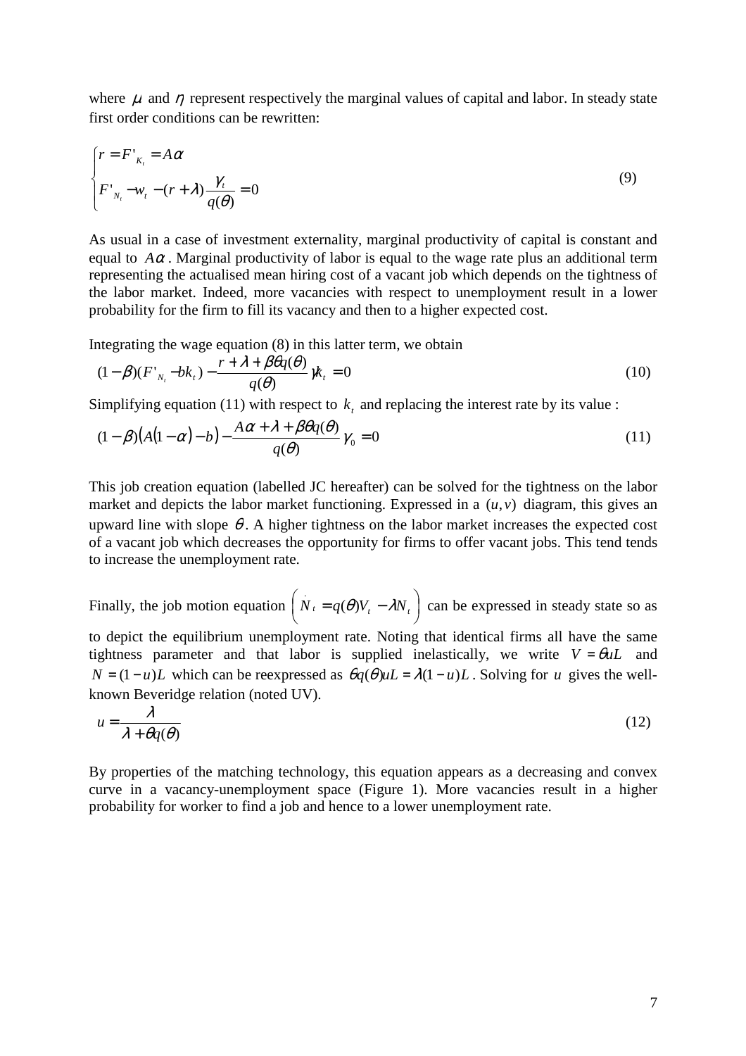where $\mu$ and $\eta$ represent respectively the marginal values of capital and labor. In steady state first order conditions can be rewritten:

$$\begin{cases} r = F'_{K_t} = A\alpha \\ F'_{N_t} - w_t - (r+\lambda)\dfrac{\gamma_t}{q(\theta)} = 0 \end{cases} \tag{9}$$

As usual in a case of investment externality, marginal productivity of capital is constant and equal to $A\alpha$. Marginal productivity of labor is equal to the wage rate plus an additional term representing the actualised mean hiring cost of a vacant job which depends on the tightness of the labor market. Indeed, more vacancies with respect to unemployment result in a lower probability for the firm to fill its vacancy and then to a higher expected cost.

Integrating the wage equation (8) in this latter term, we obtain

$$(1-\beta)(F'_{N_t} - bk_t) - \frac{r+\lambda+\beta\theta q(\theta)}{q(\theta)}\gamma k_t = 0 \tag{10}$$

Simplifying equation (11) with respect to $k_t$ and replacing the interest rate by its value :

$$(1-\beta)\big(A(1-\alpha)-b\big) - \frac{A\alpha+\lambda+\beta\theta q(\theta)}{q(\theta)}\gamma_0 = 0 \tag{11}$$

This job creation equation (labelled JC hereafter) can be solved for the tightness on the labor market and depicts the labor market functioning. Expressed in a $(u,v)$ diagram, this gives an upward line with slope $\theta$. A higher tightness on the labor market increases the expected cost of a vacant job which decreases the opportunity for firms to offer vacant jobs. This tend tends to increase the unemployment rate.

Finally, the job motion equation $\left(\dot{N}_t = q(\theta)V_t - \lambda N_t\right)$ can be expressed in steady state so as to depict the equilibrium unemployment rate. Noting that identical firms all have the same tightness parameter and that labor is supplied inelastically, we write $V = \theta uL$ and $N = (1-u)L$ which can be reexpressed as $\theta q(\theta)uL = \lambda(1-u)L$. Solving for $u$ gives the well-known Beveridge relation (noted UV).

$$u = \frac{\lambda}{\lambda + \theta q(\theta)} \tag{12}$$

By properties of the matching technology, this equation appears as a decreasing and convex curve in a vacancy-unemployment space (Figure 1). More vacancies result in a higher probability for worker to find a job and hence to a lower unemployment rate.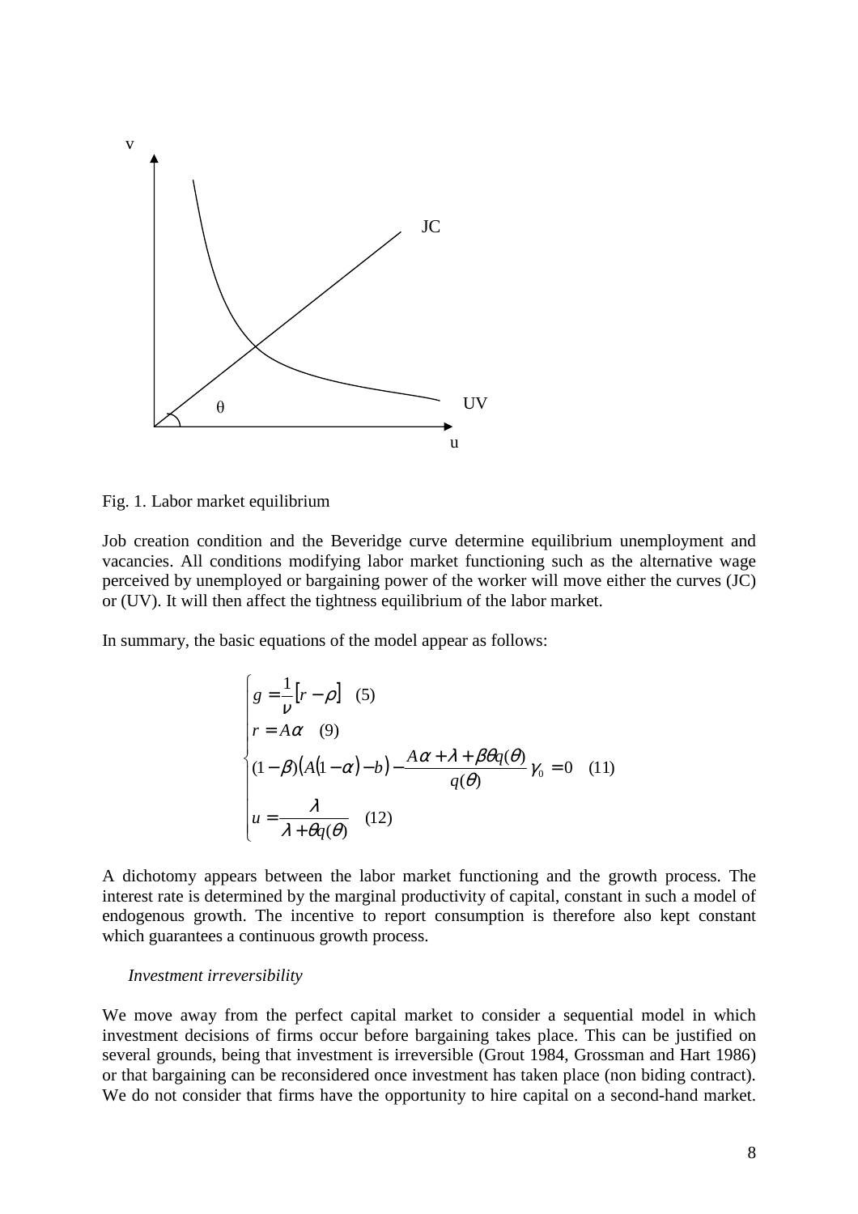Fig. 1. Labor market equilibrium

Job creation condition and the Beveridge curve determine equilibrium unemployment and vacancies. All conditions modifying labor market functioning such as the alternative wage perceived by unemployed or bargaining power of the worker will move either the curves (JC) or (UV). It will then affect the tightness equilibrium of the labor market.

In summary, the basic equations of the model appear as follows:

$$
\begin{cases}
g = \frac{1}{\nu}\left[r - \rho\right] \quad (5) \\
r = A\alpha \quad (9) \\
(1-\beta)\left(A(1-\alpha) - b\right) - \frac{A\alpha + \lambda + \beta\theta q(\theta)}{q(\theta)}\gamma_0 = 0 \quad (11) \\
u = \frac{\lambda}{\lambda + \theta q(\theta)} \quad (12)
\end{cases}
$$

A dichotomy appears between the labor market functioning and the growth process. The interest rate is determined by the marginal productivity of capital, constant in such a model of endogenous growth. The incentive to report consumption is therefore also kept constant which guarantees a continuous growth process.

*Investment irreversibility*

We move away from the perfect capital market to consider a sequential model in which investment decisions of firms occur before bargaining takes place. This can be justified on several grounds, being that investment is irreversible (Grout 1984, Grossman and Hart 1986) or that bargaining can be reconsidered once investment has taken place (non biding contract). We do not consider that firms have the opportunity to hire capital on a second-hand market.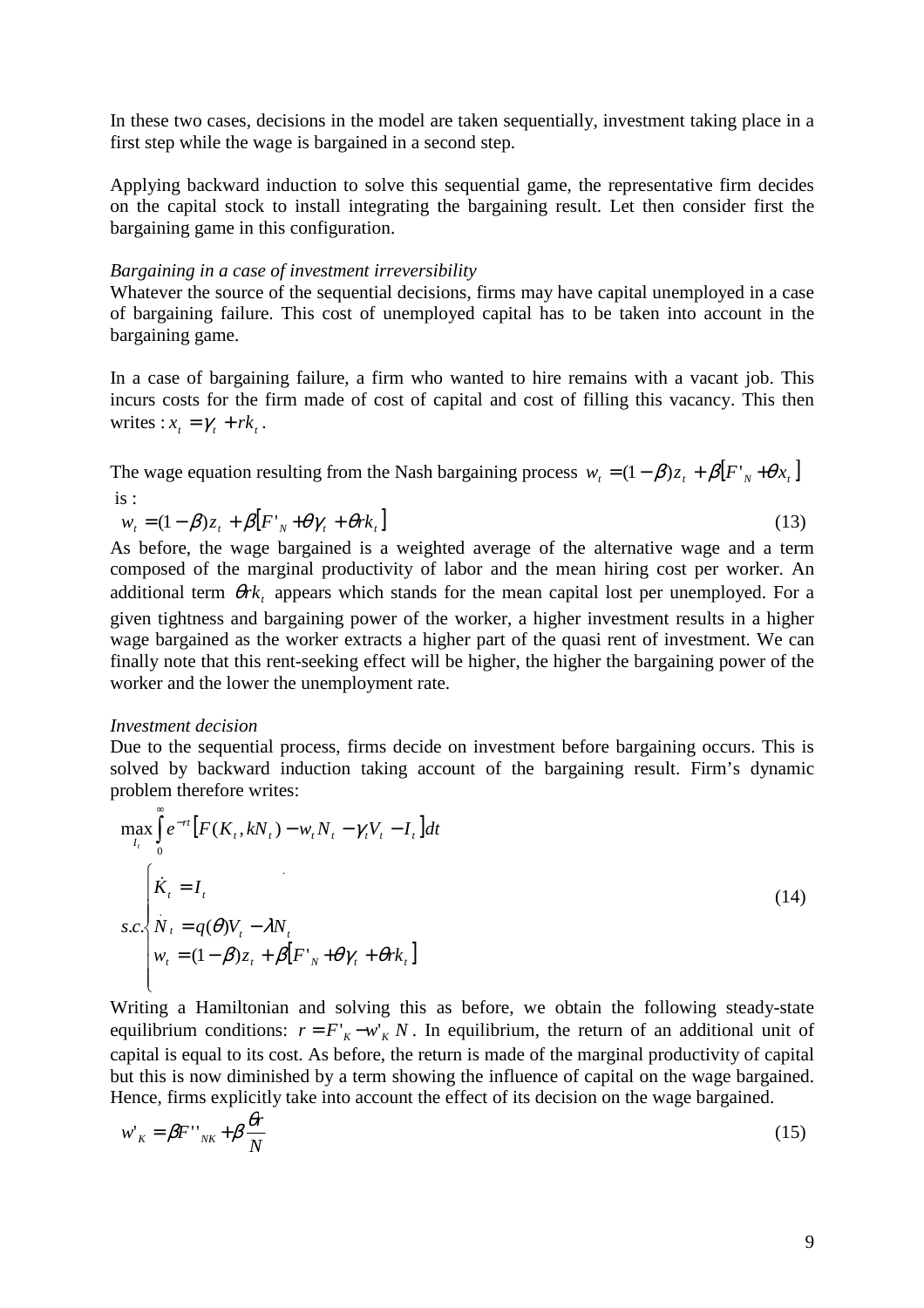In these two cases, decisions in the model are taken sequentially, investment taking place in a first step while the wage is bargained in a second step.

Applying backward induction to solve this sequential game, the representative firm decides on the capital stock to install integrating the bargaining result. Let then consider first the bargaining game in this configuration.

*Bargaining in a case of investment irreversibility*

Whatever the source of the sequential decisions, firms may have capital unemployed in a case of bargaining failure. This cost of unemployed capital has to be taken into account in the bargaining game.

In a case of bargaining failure, a firm who wanted to hire remains with a vacant job. This incurs costs for the firm made of cost of capital and cost of filling this vacancy. This then writes : $x_t = \gamma_t + rk_t$.

The wage equation resulting from the Nash bargaining process $w_t = (1-\beta)z_t + \beta\left[F'_N + \theta x_t\right]$ is :

$$w_t = (1-\beta)z_t + \beta\left[F'_N + \theta\gamma_t + \theta rk_t\right] \tag{13}$$

As before, the wage bargained is a weighted average of the alternative wage and a term composed of the marginal productivity of labor and the mean hiring cost per worker. An additional term $\theta rk_t$ appears which stands for the mean capital lost per unemployed. For a given tightness and bargaining power of the worker, a higher investment results in a higher wage bargained as the worker extracts a higher part of the quasi rent of investment. We can finally note that this rent-seeking effect will be higher, the higher the bargaining power of the worker and the lower the unemployment rate.

*Investment decision*

Due to the sequential process, firms decide on investment before bargaining occurs. This is solved by backward induction taking account of the bargaining result. Firm's dynamic problem therefore writes:

$$\max_{I_t} \int_0^\infty e^{-rt}\left[F(K_t, kN_t) - w_t N_t - \gamma_t V_t - I_t\right]dt$$

$$s.c.\begin{cases} \dot{K}_t = I_t \\ \dot{N}_t = q(\theta)V_t - \lambda N_t \\ w_t = (1-\beta)z_t + \beta\left[F'_N + \theta\gamma_t + \theta rk_t\right] \end{cases} \tag{14}$$

Writing a Hamiltonian and solving this as before, we obtain the following steady-state equilibrium conditions: $r = F'_K - w'_K N$. In equilibrium, the return of an additional unit of capital is equal to its cost. As before, the return is made of the marginal productivity of capital but this is now diminished by a term showing the influence of capital on the wage bargained. Hence, firms explicitly take into account the effect of its decision on the wage bargained.

$$w'_K = \beta F''_{NK} + \beta\frac{\theta r}{N} \tag{15}$$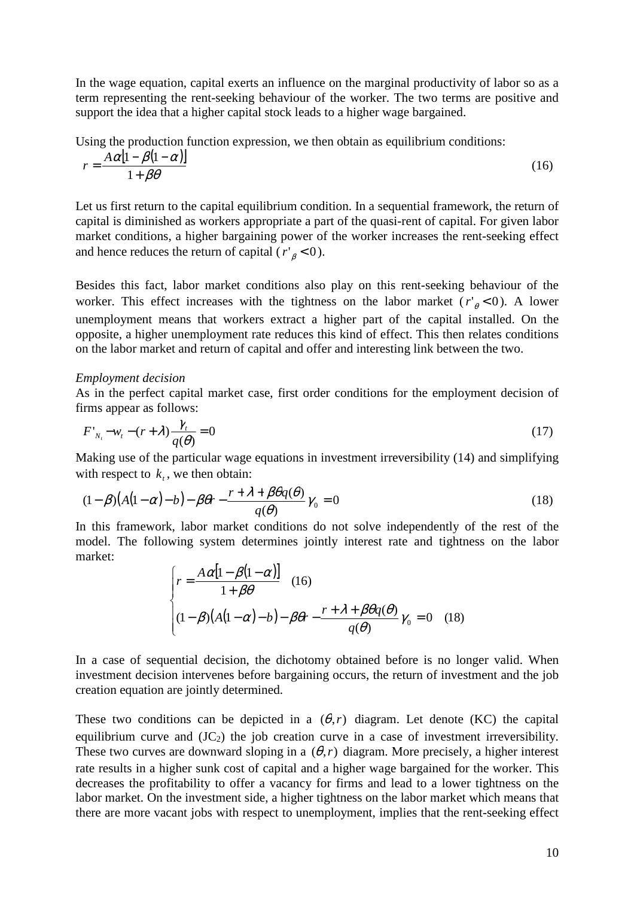In the wage equation, capital exerts an influence on the marginal productivity of labor so as a term representing the rent-seeking behaviour of the worker. The two terms are positive and support the idea that a higher capital stock leads to a higher wage bargained.

Using the production function expression, we then obtain as equilibrium conditions:

$$r = \frac{A\alpha[1-\beta(1-\alpha)]}{1+\beta\theta} \tag{16}$$

Let us first return to the capital equilibrium condition. In a sequential framework, the return of capital is diminished as workers appropriate a part of the quasi-rent of capital. For given labor market conditions, a higher bargaining power of the worker increases the rent-seeking effect and hence reduces the return of capital ($r'_{\beta} < 0$).

Besides this fact, labor market conditions also play on this rent-seeking behaviour of the worker. This effect increases with the tightness on the labor market ($r'_{\theta} < 0$). A lower unemployment means that workers extract a higher part of the capital installed. On the opposite, a higher unemployment rate reduces this kind of effect. This then relates conditions on the labor market and return of capital and offer and interesting link between the two.

*Employment decision*

As in the perfect capital market case, first order conditions for the employment decision of firms appear as follows:

$$F'_{N_t} - w_t - (r+\lambda)\frac{\gamma_t}{q(\theta)} = 0 \tag{17}$$

Making use of the particular wage equations in investment irreversibility (14) and simplifying with respect to $k_t$, we then obtain:

$$(1-\beta)\big(A(1-\alpha)-b\big) - \beta\theta r - \frac{r+\lambda+\beta\theta q(\theta)}{q(\theta)}\gamma_0 = 0 \tag{18}$$

In this framework, labor market conditions do not solve independently of the rest of the model. The following system determines jointly interest rate and tightness on the labor market:

$$\begin{cases} r = \dfrac{A\alpha[1-\beta(1-\alpha)]}{1+\beta\theta} & (16) \\[2ex] (1-\beta)\big(A(1-\alpha)-b\big) - \beta\theta r - \dfrac{r+\lambda+\beta\theta q(\theta)}{q(\theta)}\gamma_0 = 0 & (18) \end{cases}$$

In a case of sequential decision, the dichotomy obtained before is no longer valid. When investment decision intervenes before bargaining occurs, the return of investment and the job creation equation are jointly determined.

These two conditions can be depicted in a $(\theta, r)$ diagram. Let denote (KC) the capital equilibrium curve and ($JC_2$) the job creation curve in a case of investment irreversibility. These two curves are downward sloping in a $(\theta, r)$ diagram. More precisely, a higher interest rate results in a higher sunk cost of capital and a higher wage bargained for the worker. This decreases the profitability to offer a vacancy for firms and lead to a lower tightness on the labor market. On the investment side, a higher tightness on the labor market which means that there are more vacant jobs with respect to unemployment, implies that the rent-seeking effect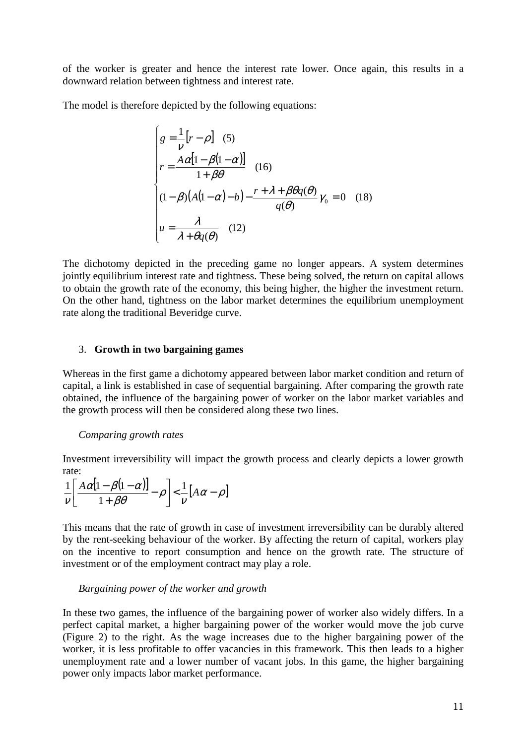of the worker is greater and hence the interest rate lower. Once again, this results in a downward relation between tightness and interest rate.

The model is therefore depicted by the following equations:

$$\begin{cases} g = \dfrac{1}{\nu}\left[r - \rho\right] \quad (5) \\ r = \dfrac{A\alpha\left[1 - \beta(1-\alpha)\right]}{1 + \beta\theta} \quad (16) \\ (1-\beta)\left(A(1-\alpha) - b\right) - \dfrac{r + \lambda + \beta\theta q(\theta)}{q(\theta)}\gamma_0 = 0 \quad (18) \\ u = \dfrac{\lambda}{\lambda + \theta q(\theta)} \quad (12) \end{cases}$$

The dichotomy depicted in the preceding game no longer appears. A system determines jointly equilibrium interest rate and tightness. These being solved, the return on capital allows to obtain the growth rate of the economy, this being higher, the higher the investment return. On the other hand, tightness on the labor market determines the equilibrium unemployment rate along the traditional Beveridge curve.

## 3. **Growth in two bargaining games**

Whereas in the first game a dichotomy appeared between labor market condition and return of capital, a link is established in case of sequential bargaining. After comparing the growth rate obtained, the influence of the bargaining power of worker on the labor market variables and the growth process will then be considered along these two lines.

*Comparing growth rates*

Investment irreversibility will impact the growth process and clearly depicts a lower growth rate:

$$\frac{1}{\nu}\left[\frac{A\alpha\left[1 - \beta(1-\alpha)\right]}{1 + \beta\theta} - \rho\right] < \frac{1}{\nu}\left[A\alpha - \rho\right]$$

This means that the rate of growth in case of investment irreversibility can be durably altered by the rent-seeking behaviour of the worker. By affecting the return of capital, workers play on the incentive to report consumption and hence on the growth rate. The structure of investment or of the employment contract may play a role.

*Bargaining power of the worker and growth*

In these two games, the influence of the bargaining power of worker also widely differs. In a perfect capital market, a higher bargaining power of the worker would move the job curve (Figure 2) to the right. As the wage increases due to the higher bargaining power of the worker, it is less profitable to offer vacancies in this framework. This then leads to a higher unemployment rate and a lower number of vacant jobs. In this game, the higher bargaining power only impacts labor market performance.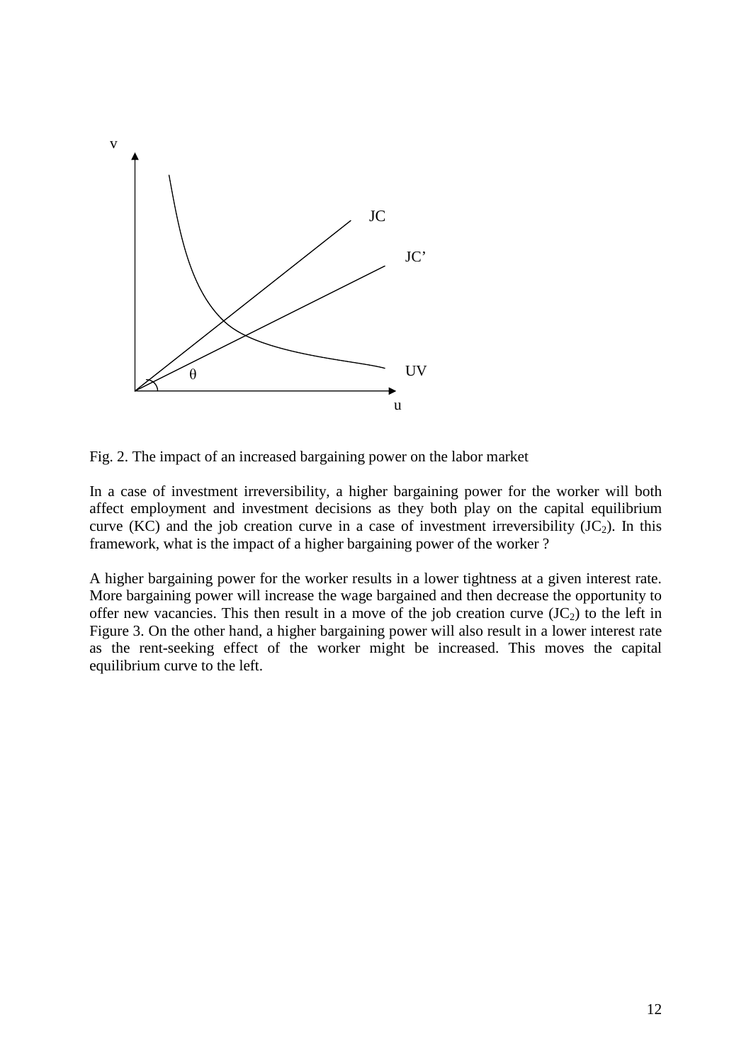Fig. 2. The impact of an increased bargaining power on the labor market

In a case of investment irreversibility, a higher bargaining power for the worker will both affect employment and investment decisions as they both play on the capital equilibrium curve (KC) and the job creation curve in a case of investment irreversibility ($JC_2$). In this framework, what is the impact of a higher bargaining power of the worker ?

A higher bargaining power for the worker results in a lower tightness at a given interest rate. More bargaining power will increase the wage bargained and then decrease the opportunity to offer new vacancies. This then result in a move of the job creation curve ($JC_2$) to the left in Figure 3. On the other hand, a higher bargaining power will also result in a lower interest rate as the rent-seeking effect of the worker might be increased. This moves the capital equilibrium curve to the left.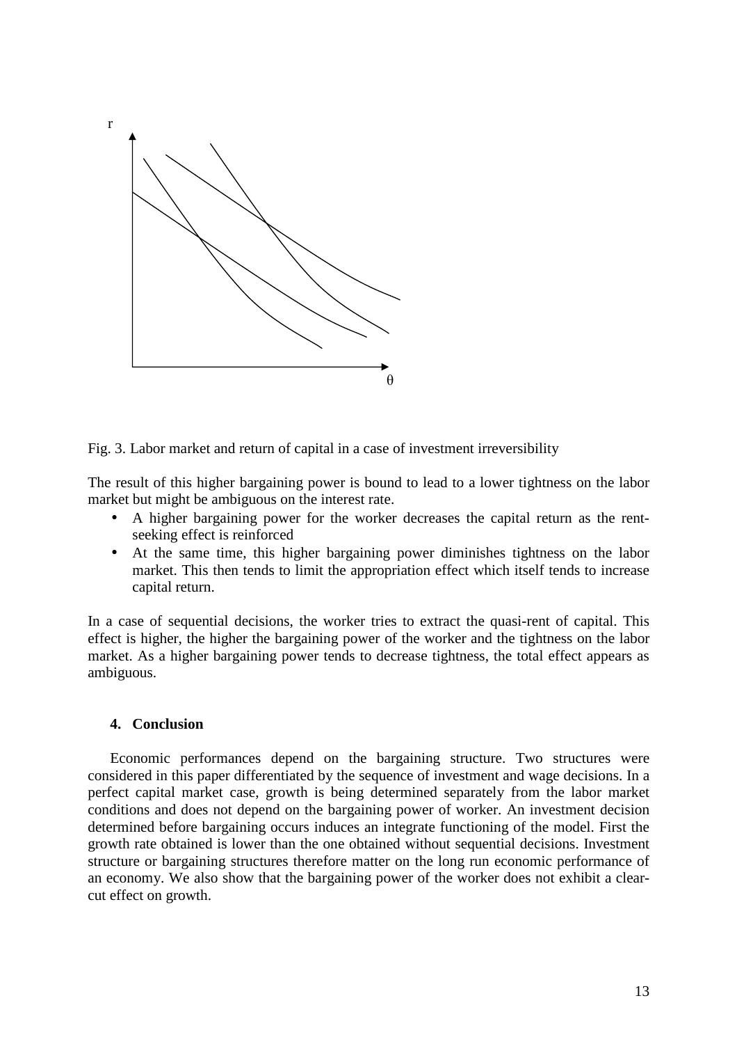Fig. 3. Labor market and return of capital in a case of investment irreversibility

The result of this higher bargaining power is bound to lead to a lower tightness on the labor market but might be ambiguous on the interest rate.

- A higher bargaining power for the worker decreases the capital return as the rent-seeking effect is reinforced
- At the same time, this higher bargaining power diminishes tightness on the labor market. This then tends to limit the appropriation effect which itself tends to increase capital return.

In a case of sequential decisions, the worker tries to extract the quasi-rent of capital. This effect is higher, the higher the bargaining power of the worker and the tightness on the labor market. As a higher bargaining power tends to decrease tightness, the total effect appears as ambiguous.

## 4. Conclusion

Economic performances depend on the bargaining structure. Two structures were considered in this paper differentiated by the sequence of investment and wage decisions. In a perfect capital market case, growth is being determined separately from the labor market conditions and does not depend on the bargaining power of worker. An investment decision determined before bargaining occurs induces an integrate functioning of the model. First the growth rate obtained is lower than the one obtained without sequential decisions. Investment structure or bargaining structures therefore matter on the long run economic performance of an economy. We also show that the bargaining power of the worker does not exhibit a clear-cut effect on growth.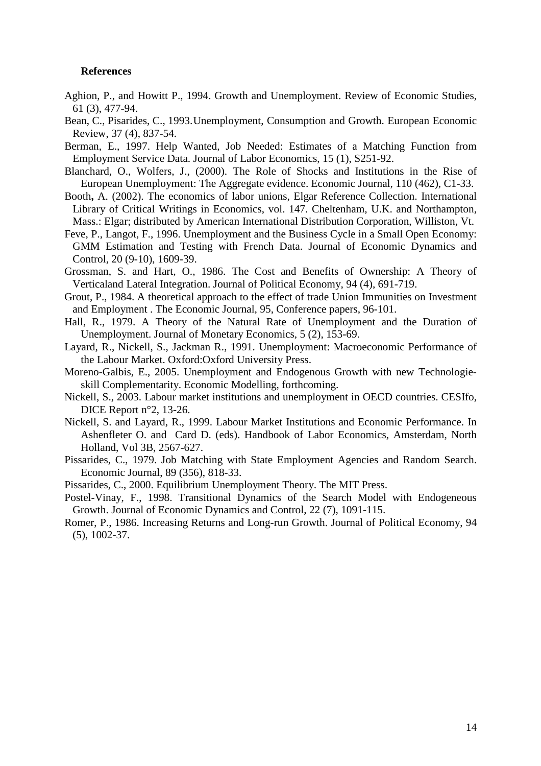**References**

Aghion, P., and Howitt P., 1994. Growth and Unemployment. Review of Economic Studies, 61 (3), 477-94.

Bean, C., Pisarides, C., 1993.Unemployment, Consumption and Growth. European Economic Review, 37 (4), 837-54.

Berman, E., 1997. Help Wanted, Job Needed: Estimates of a Matching Function from Employment Service Data. Journal of Labor Economics, 15 (1), S251-92.

Blanchard, O., Wolfers, J., (2000). The Role of Shocks and Institutions in the Rise of European Unemployment: The Aggregate evidence. Economic Journal, 110 (462), C1-33.

Booth**,** A. (2002). The economics of labor unions, Elgar Reference Collection. International Library of Critical Writings in Economics, vol. 147. Cheltenham, U.K. and Northampton, Mass.: Elgar; distributed by American International Distribution Corporation, Williston, Vt.

Feve, P., Langot, F., 1996. Unemployment and the Business Cycle in a Small Open Economy: GMM Estimation and Testing with French Data. Journal of Economic Dynamics and Control, 20 (9-10), 1609-39.

Grossman, S. and Hart, O., 1986. The Cost and Benefits of Ownership: A Theory of Verticaland Lateral Integration. Journal of Political Economy, 94 (4), 691-719.

Grout, P., 1984. A theoretical approach to the effect of trade Union Immunities on Investment and Employment . The Economic Journal, 95, Conference papers, 96-101.

Hall, R., 1979. A Theory of the Natural Rate of Unemployment and the Duration of Unemployment. Journal of Monetary Economics, 5 (2), 153-69.

Layard, R., Nickell, S., Jackman R., 1991. Unemployment: Macroeconomic Performance of the Labour Market. Oxford:Oxford University Press.

Moreno-Galbis, E., 2005. Unemployment and Endogenous Growth with new Technologie-skill Complementarity. Economic Modelling, forthcoming.

Nickell, S., 2003. Labour market institutions and unemployment in OECD countries. CESIfo, DICE Report n°2, 13-26.

Nickell, S. and Layard, R., 1999. Labour Market Institutions and Economic Performance. In Ashenfleter O. and Card D. (eds). Handbook of Labor Economics, Amsterdam, North Holland, Vol 3B, 2567-627.

Pissarides, C., 1979. Job Matching with State Employment Agencies and Random Search. Economic Journal, 89 (356), 818-33.

Pissarides, C., 2000. Equilibrium Unemployment Theory. The MIT Press.

Postel-Vinay, F., 1998. Transitional Dynamics of the Search Model with Endogeneous Growth. Journal of Economic Dynamics and Control, 22 (7), 1091-115.

Romer, P., 1986. Increasing Returns and Long-run Growth. Journal of Political Economy, 94 (5), 1002-37.